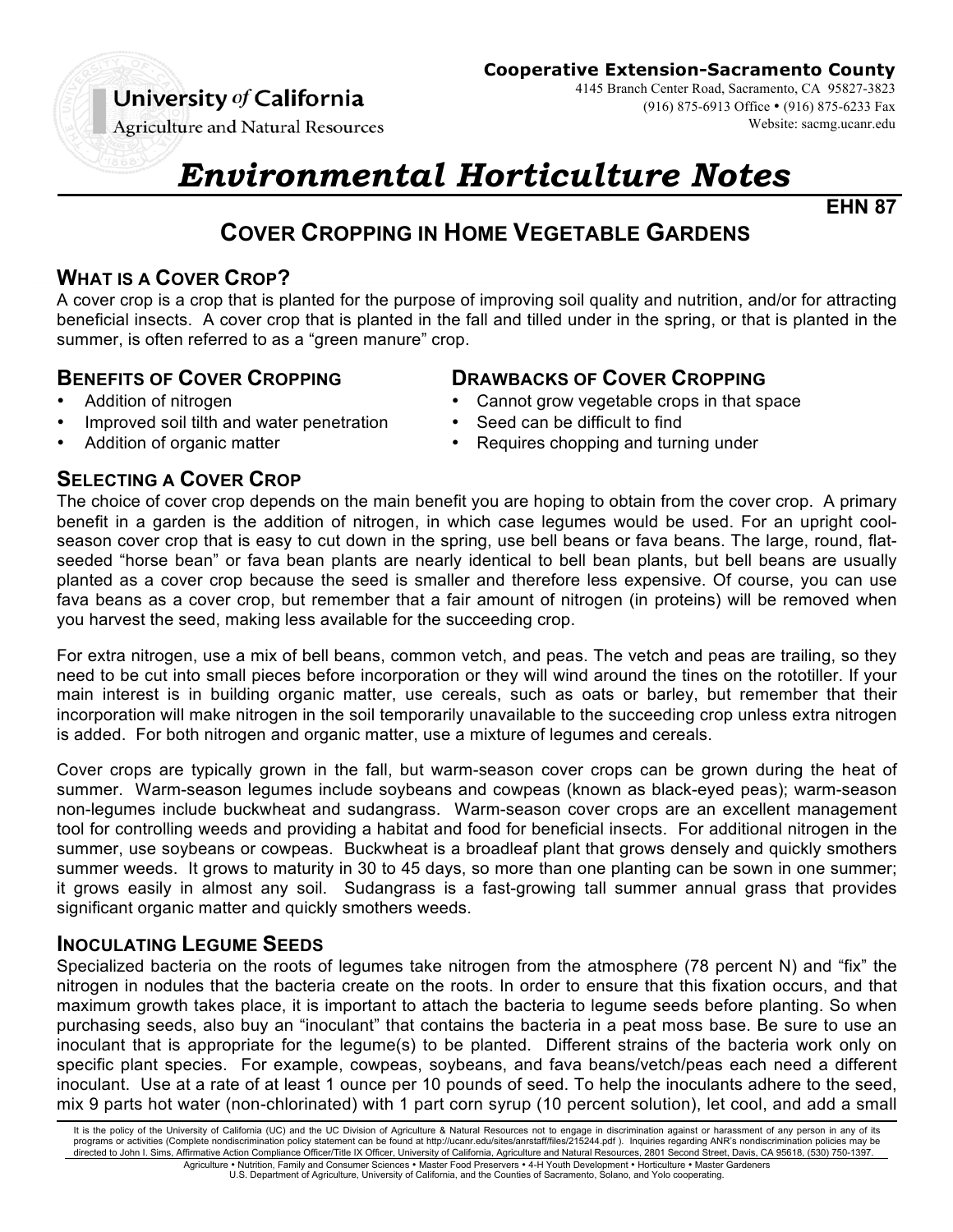**Cooperative Extension-Sacramento County**
4145 Branch Center Road, Sacramento, CA 95827-3823
(916) 875-6913 Office • (916) 875-6233 Fax
Website: sacmg.ucanr.edu

University *of* California
Agriculture and Natural Resources

# *Environmental Horticulture Notes*

**EHN 87**

## COVER CROPPING IN HOME VEGETABLE GARDENS

### WHAT IS A COVER CROP?

A cover crop is a crop that is planted for the purpose of improving soil quality and nutrition, and/or for attracting beneficial insects. A cover crop that is planted in the fall and tilled under in the spring, or that is planted in the summer, is often referred to as a "green manure" crop.

### BENEFITS OF COVER CROPPING

- Addition of nitrogen
- Improved soil tilth and water penetration
- Addition of organic matter

### DRAWBACKS OF COVER CROPPING

- Cannot grow vegetable crops in that space
- Seed can be difficult to find
- Requires chopping and turning under

### SELECTING A COVER CROP

The choice of cover crop depends on the main benefit you are hoping to obtain from the cover crop. A primary benefit in a garden is the addition of nitrogen, in which case legumes would be used. For an upright cool-season cover crop that is easy to cut down in the spring, use bell beans or fava beans. The large, round, flat-seeded "horse bean" or fava bean plants are nearly identical to bell bean plants, but bell beans are usually planted as a cover crop because the seed is smaller and therefore less expensive. Of course, you can use fava beans as a cover crop, but remember that a fair amount of nitrogen (in proteins) will be removed when you harvest the seed, making less available for the succeeding crop.

For extra nitrogen, use a mix of bell beans, common vetch, and peas. The vetch and peas are trailing, so they need to be cut into small pieces before incorporation or they will wind around the tines on the rototiller. If your main interest is in building organic matter, use cereals, such as oats or barley, but remember that their incorporation will make nitrogen in the soil temporarily unavailable to the succeeding crop unless extra nitrogen is added. For both nitrogen and organic matter, use a mixture of legumes and cereals.

Cover crops are typically grown in the fall, but warm-season cover crops can be grown during the heat of summer. Warm-season legumes include soybeans and cowpeas (known as black-eyed peas); warm-season non-legumes include buckwheat and sudangrass. Warm-season cover crops are an excellent management tool for controlling weeds and providing a habitat and food for beneficial insects. For additional nitrogen in the summer, use soybeans or cowpeas. Buckwheat is a broadleaf plant that grows densely and quickly smothers summer weeds. It grows to maturity in 30 to 45 days, so more than one planting can be sown in one summer; it grows easily in almost any soil. Sudangrass is a fast-growing tall summer annual grass that provides significant organic matter and quickly smothers weeds.

### INOCULATING LEGUME SEEDS

Specialized bacteria on the roots of legumes take nitrogen from the atmosphere (78 percent N) and "fix" the nitrogen in nodules that the bacteria create on the roots. In order to ensure that this fixation occurs, and that maximum growth takes place, it is important to attach the bacteria to legume seeds before planting. So when purchasing seeds, also buy an "inoculant" that contains the bacteria in a peat moss base. Be sure to use an inoculant that is appropriate for the legume(s) to be planted. Different strains of the bacteria work only on specific plant species. For example, cowpeas, soybeans, and fava beans/vetch/peas each need a different inoculant. Use at a rate of at least 1 ounce per 10 pounds of seed. To help the inoculants adhere to the seed, mix 9 parts hot water (non-chlorinated) with 1 part corn syrup (10 percent solution), let cool, and add a small

It is the policy of the University of California (UC) and the UC Division of Agriculture & Natural Resources not to engage in discrimination against or harassment of any person in any of its programs or activities (Complete nondiscrimination policy statement can be found at http://ucanr.edu/sites/anrstaff/files/215244.pdf ). Inquiries regarding ANR's nondiscrimination policies may be directed to John I. Sims, Affirmative Action Compliance Officer/Title IX Officer, University of California, Agriculture and Natural Resources, 2801 Second Street, Davis, CA 95618, (530) 750-1397.

Agriculture • Nutrition, Family and Consumer Sciences • Master Food Preservers • 4-H Youth Development • Horticulture • Master Gardeners
U.S. Department of Agriculture, University of California, and the Counties of Sacramento, Solano, and Yolo cooperating.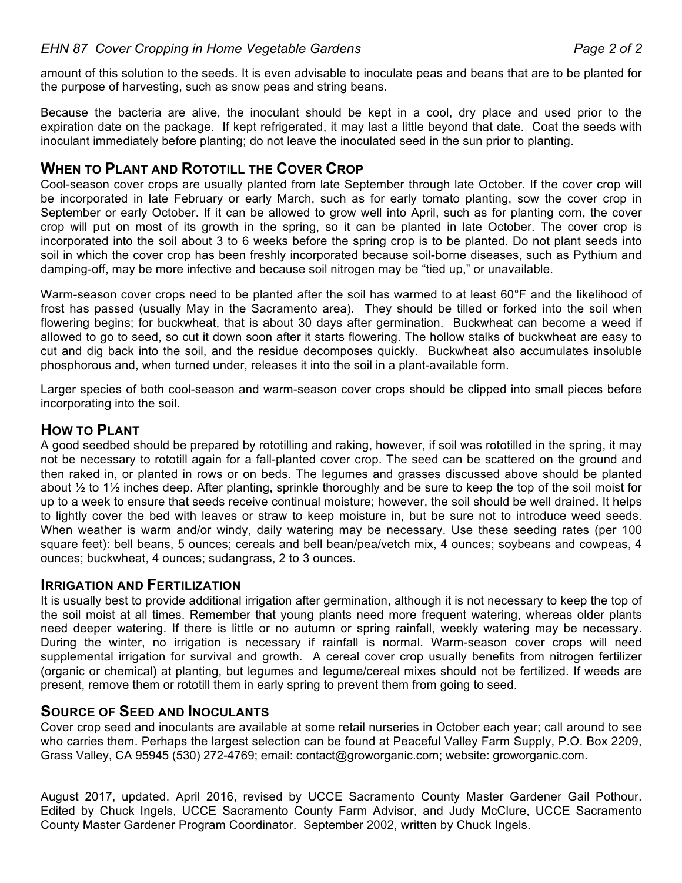amount of this solution to the seeds. It is even advisable to inoculate peas and beans that are to be planted for the purpose of harvesting, such as snow peas and string beans.

Because the bacteria are alive, the inoculant should be kept in a cool, dry place and used prior to the expiration date on the package. If kept refrigerated, it may last a little beyond that date. Coat the seeds with inoculant immediately before planting; do not leave the inoculated seed in the sun prior to planting.

## When to Plant and Rototill the Cover Crop

Cool-season cover crops are usually planted from late September through late October. If the cover crop will be incorporated in late February or early March, such as for early tomato planting, sow the cover crop in September or early October. If it can be allowed to grow well into April, such as for planting corn, the cover crop will put on most of its growth in the spring, so it can be planted in late October. The cover crop is incorporated into the soil about 3 to 6 weeks before the spring crop is to be planted. Do not plant seeds into soil in which the cover crop has been freshly incorporated because soil-borne diseases, such as Pythium and damping-off, may be more infective and because soil nitrogen may be "tied up," or unavailable.

Warm-season cover crops need to be planted after the soil has warmed to at least 60°F and the likelihood of frost has passed (usually May in the Sacramento area). They should be tilled or forked into the soil when flowering begins; for buckwheat, that is about 30 days after germination. Buckwheat can become a weed if allowed to go to seed, so cut it down soon after it starts flowering. The hollow stalks of buckwheat are easy to cut and dig back into the soil, and the residue decomposes quickly. Buckwheat also accumulates insoluble phosphorous and, when turned under, releases it into the soil in a plant-available form.

Larger species of both cool-season and warm-season cover crops should be clipped into small pieces before incorporating into the soil.

## How to Plant

A good seedbed should be prepared by rototilling and raking, however, if soil was rototilled in the spring, it may not be necessary to rototill again for a fall-planted cover crop. The seed can be scattered on the ground and then raked in, or planted in rows or on beds. The legumes and grasses discussed above should be planted about ½ to 1½ inches deep. After planting, sprinkle thoroughly and be sure to keep the top of the soil moist for up to a week to ensure that seeds receive continual moisture; however, the soil should be well drained. It helps to lightly cover the bed with leaves or straw to keep moisture in, but be sure not to introduce weed seeds. When weather is warm and/or windy, daily watering may be necessary. Use these seeding rates (per 100 square feet): bell beans, 5 ounces; cereals and bell bean/pea/vetch mix, 4 ounces; soybeans and cowpeas, 4 ounces; buckwheat, 4 ounces; sudangrass, 2 to 3 ounces.

## Irrigation and Fertilization

It is usually best to provide additional irrigation after germination, although it is not necessary to keep the top of the soil moist at all times. Remember that young plants need more frequent watering, whereas older plants need deeper watering. If there is little or no autumn or spring rainfall, weekly watering may be necessary. During the winter, no irrigation is necessary if rainfall is normal. Warm-season cover crops will need supplemental irrigation for survival and growth. A cereal cover crop usually benefits from nitrogen fertilizer (organic or chemical) at planting, but legumes and legume/cereal mixes should not be fertilized. If weeds are present, remove them or rototill them in early spring to prevent them from going to seed.

## Source of Seed and Inoculants

Cover crop seed and inoculants are available at some retail nurseries in October each year; call around to see who carries them. Perhaps the largest selection can be found at Peaceful Valley Farm Supply, P.O. Box 2209, Grass Valley, CA 95945 (530) 272-4769; email: contact@groworganic.com; website: groworganic.com.

---

August 2017, updated. April 2016, revised by UCCE Sacramento County Master Gardener Gail Pothour. Edited by Chuck Ingels, UCCE Sacramento County Farm Advisor, and Judy McClure, UCCE Sacramento County Master Gardener Program Coordinator. September 2002, written by Chuck Ingels.